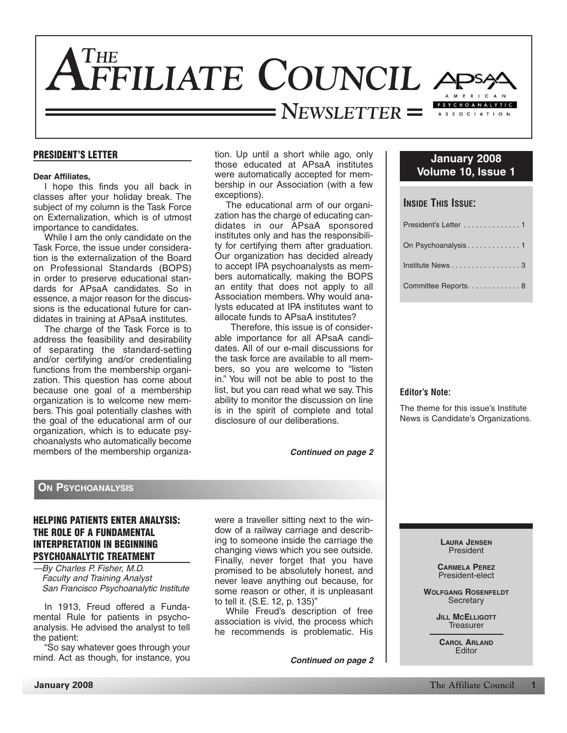# THE AFFILIATE COUNCIL NEWSLETTER

APsaA — American Psychoanalytic Association

**January 2008**
**Volume 10, Issue 1**

**INSIDE THIS ISSUE:**

- President's Letter . . . . . . . . . . . . . . 1
- On Psychoanalysis . . . . . . . . . . . . . 1
- Institute News . . . . . . . . . . . . . . . . . 3
- Committee Reports. . . . . . . . . . . . . 8

## PRESIDENT'S LETTER

**Dear Affiliates,**

I hope this finds you all back in classes after your holiday break. The subject of my column is the Task Force on Externalization, which is of utmost importance to candidates.

While I am the only candidate on the Task Force, the issue under consideration is the externalization of the Board on Professional Standards (BOPS) in order to preserve educational standards for APsaA candidates. So in essence, a major reason for the discussions is the educational future for candidates in training at APsaA institutes.

The charge of the Task Force is to address the feasibility and desirability of separating the standard-setting and/or certifying and/or credentialing functions from the membership organization. This question has come about because one goal of a membership organization is to welcome new members. This goal potentially clashes with the goal of the educational arm of our organization, which is to educate psychoanalysts who automatically become members of the membership organization. Up until a short while ago, only those educated at APsaA institutes were automatically accepted for membership in our Association (with a few exceptions).

The educational arm of our organization has the charge of educating candidates in our APsaA sponsored institutes only and has the responsibility for certifying them after graduation. Our organization has decided already to accept IPA psychoanalysts as members automatically, making the BOPS an entity that does not apply to all Association members. Why would analysts educated at IPA institutes want to allocate funds to APsaA institutes?

Therefore, this issue is of considerable importance for all APsaA candidates. All of our e-mail discussions for the task force are available to all members, so you are welcome to "listen in." You will not be able to post to the list, but you can read what we say. This ability to monitor the discussion on line is in the spirit of complete and total disclosure of our deliberations.

***Continued on page 2***

**Editor's Note:**

The theme for this issue's Institute News is Candidate's Organizations.

## ON PSYCHOANALYSIS

### HELPING PATIENTS ENTER ANALYSIS: THE ROLE OF A FUNDAMENTAL INTERPRETATION IN BEGINNING PSYCHOANALYTIC TREATMENT

*—By Charles P. Fisher, M.D.*
*Faculty and Training Analyst*
*San Francisco Psychoanalytic Institute*

In 1913, Freud offered a Fundamental Rule for patients in psychoanalysis. He advised the analyst to tell the patient:

"So say whatever goes through your mind. Act as though, for instance, you were a traveller sitting next to the window of a railway carriage and describing to someone inside the carriage the changing views which you see outside. Finally, never forget that you have promised to be absolutely honest, and never leave anything out because, for some reason or other, it is unpleasant to tell it. (S.E. 12, p. 135)"

While Freud's description of free association is vivid, the process which he recommends is problematic. His

***Continued on page 2***

**LAURA JENSEN**
President

**CARMELA PEREZ**
President-elect

**WOLFGANG ROSENFELDT**
Secretary

**JILL MCELLIGOTT**
Treasurer

**CAROL ARLAND**
Editor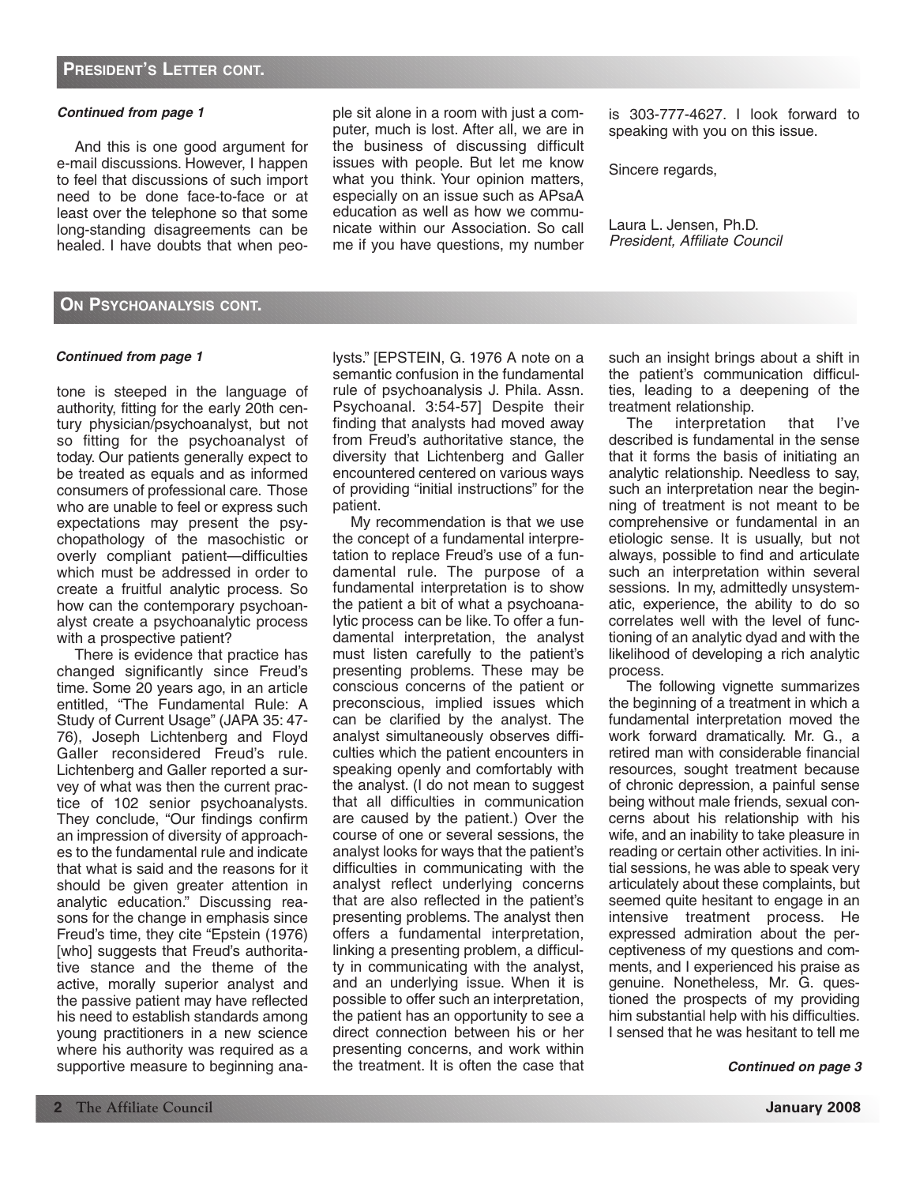## PRESIDENT'S LETTER CONT.

***Continued from page 1***

And this is one good argument for e-mail discussions. However, I happen to feel that discussions of such import need to be done face-to-face or at least over the telephone so that some long-standing disagreements can be healed. I have doubts that when people sit alone in a room with just a computer, much is lost. After all, we are in the business of discussing difficult issues with people. But let me know what you think. Your opinion matters, especially on an issue such as APsaA education as well as how we communicate within our Association. So call me if you have questions, my number is 303-777-4627. I look forward to speaking with you on this issue.

Sincere regards,

Laura L. Jensen, Ph.D.
*President, Affiliate Council*

## ON PSYCHOANALYSIS CONT.

***Continued from page 1***

tone is steeped in the language of authority, fitting for the early 20th century physician/psychoanalyst, but not so fitting for the psychoanalyst of today. Our patients generally expect to be treated as equals and as informed consumers of professional care. Those who are unable to feel or express such expectations may present the psychopathology of the masochistic or overly compliant patient—difficulties which must be addressed in order to create a fruitful analytic process. So how can the contemporary psychoanalyst create a psychoanalytic process with a prospective patient?

There is evidence that practice has changed significantly since Freud's time. Some 20 years ago, in an article entitled, "The Fundamental Rule: A Study of Current Usage" (JAPA 35: 47-76), Joseph Lichtenberg and Floyd Galler reconsidered Freud's rule. Lichtenberg and Galler reported a survey of what was then the current practice of 102 senior psychoanalysts. They conclude, "Our findings confirm an impression of diversity of approaches to the fundamental rule and indicate that what is said and the reasons for it should be given greater attention in analytic education." Discussing reasons for the change in emphasis since Freud's time, they cite "Epstein (1976) [who] suggests that Freud's authoritative stance and the theme of the active, morally superior analyst and the passive patient may have reflected his need to establish standards among young practitioners in a new science where his authority was required as a supportive measure to beginning analysts." [EPSTEIN, G. 1976 A note on a semantic confusion in the fundamental rule of psychoanalysis J. Phila. Assn. Psychoanal. 3:54-57] Despite their finding that analysts had moved away from Freud's authoritative stance, the diversity that Lichtenberg and Galler encountered centered on various ways of providing "initial instructions" for the patient.

My recommendation is that we use the concept of a fundamental interpretation to replace Freud's use of a fundamental rule. The purpose of a fundamental interpretation is to show the patient a bit of what a psychoanalytic process can be like. To offer a fundamental interpretation, the analyst must listen carefully to the patient's presenting problems. These may be conscious concerns of the patient or preconscious, implied issues which can be clarified by the analyst. The analyst simultaneously observes difficulties which the patient encounters in speaking openly and comfortably with the analyst. (I do not mean to suggest that all difficulties in communication are caused by the patient.) Over the course of one or several sessions, the analyst looks for ways that the patient's difficulties in communicating with the analyst reflect underlying concerns that are also reflected in the patient's presenting problems. The analyst then offers a fundamental interpretation, linking a presenting problem, a difficulty in communicating with the analyst, and an underlying issue. When it is possible to offer such an interpretation, the patient has an opportunity to see a direct connection between his or her presenting concerns, and work within the treatment. It is often the case that such an insight brings about a shift in the patient's communication difficulties, leading to a deepening of the treatment relationship.

The interpretation that I've described is fundamental in the sense that it forms the basis of initiating an analytic relationship. Needless to say, such an interpretation near the beginning of treatment is not meant to be comprehensive or fundamental in an etiologic sense. It is usually, but not always, possible to find and articulate such an interpretation within several sessions. In my, admittedly unsystematic, experience, the ability to do so correlates well with the level of functioning of an analytic dyad and with the likelihood of developing a rich analytic process.

The following vignette summarizes the beginning of a treatment in which a fundamental interpretation moved the work forward dramatically. Mr. G., a retired man with considerable financial resources, sought treatment because of chronic depression, a painful sense being without male friends, sexual concerns about his relationship with his wife, and an inability to take pleasure in reading or certain other activities. In initial sessions, he was able to speak very articulately about these complaints, but seemed quite hesitant to engage in an intensive treatment process. He expressed admiration about the perceptiveness of my questions and comments, and I experienced his praise as genuine. Nonetheless, Mr. G. questioned the prospects of my providing him substantial help with his difficulties. I sensed that he was hesitant to tell me

***Continued on page 3***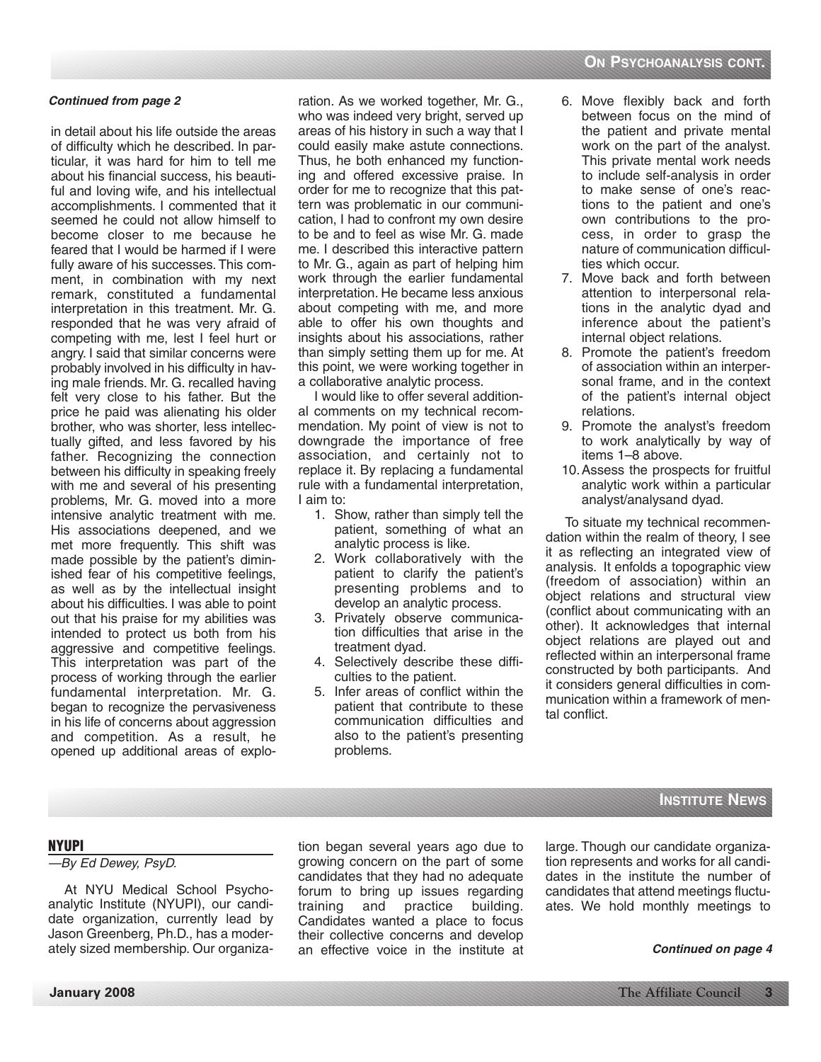## On Psychoanalysis cont.

***Continued from page 2***

in detail about his life outside the areas of difficulty which he described. In particular, it was hard for him to tell me about his financial success, his beautiful and loving wife, and his intellectual accomplishments. I commented that it seemed he could not allow himself to become closer to me because he feared that I would be harmed if I were fully aware of his successes. This comment, in combination with my next remark, constituted a fundamental interpretation in this treatment. Mr. G. responded that he was very afraid of competing with me, lest I feel hurt or angry. I said that similar concerns were probably involved in his difficulty in having male friends. Mr. G. recalled having felt very close to his father. But the price he paid was alienating his older brother, who was shorter, less intellectually gifted, and less favored by his father. Recognizing the connection between his difficulty in speaking freely with me and several of his presenting problems, Mr. G. moved into a more intensive analytic treatment with me. His associations deepened, and we met more frequently. This shift was made possible by the patient's diminished fear of his competitive feelings, as well as by the intellectual insight about his difficulties. I was able to point out that his praise for my abilities was intended to protect us both from his aggressive and competitive feelings. This interpretation was part of the process of working through the earlier fundamental interpretation. Mr. G. began to recognize the pervasiveness in his life of concerns about aggression and competition. As a result, he opened up additional areas of exploration. As we worked together, Mr. G., who was indeed very bright, served up areas of his history in such a way that I could easily make astute connections. Thus, he both enhanced my functioning and offered excessive praise. In order for me to recognize that this pattern was problematic in our communication, I had to confront my own desire to be and to feel as wise Mr. G. made me. I described this interactive pattern to Mr. G., again as part of helping him work through the earlier fundamental interpretation. He became less anxious about competing with me, and more able to offer his own thoughts and insights about his associations, rather than simply setting them up for me. At this point, we were working together in a collaborative analytic process.

I would like to offer several additional comments on my technical recommendation. My point of view is not to downgrade the importance of free association, and certainly not to replace it. By replacing a fundamental rule with a fundamental interpretation, I aim to:

1. Show, rather than simply tell the patient, something of what an analytic process is like.
2. Work collaboratively with the patient to clarify the patient's presenting problems and to develop an analytic process.
3. Privately observe communication difficulties that arise in the treatment dyad.
4. Selectively describe these difficulties to the patient.
5. Infer areas of conflict within the patient that contribute to these communication difficulties and also to the patient's presenting problems.
6. Move flexibly back and forth between focus on the mind of the patient and private mental work on the part of the analyst. This private mental work needs to include self-analysis in order to make sense of one's reactions to the patient and one's own contributions to the process, in order to grasp the nature of communication difficulties which occur.
7. Move back and forth between attention to interpersonal relations in the analytic dyad and inference about the patient's internal object relations.
8. Promote the patient's freedom of association within an interpersonal frame, and in the context of the patient's internal object relations.
9. Promote the analyst's freedom to work analytically by way of items 1–8 above.
10. Assess the prospects for fruitful analytic work within a particular analyst/analysand dyad.

To situate my technical recommendation within the realm of theory, I see it as reflecting an integrated view of analysis. It enfolds a topographic view (freedom of association) within an object relations and structural view (conflict about communicating with an other). It acknowledges that internal object relations are played out and reflected within an interpersonal frame constructed by both participants. And it considers general difficulties in communication within a framework of mental conflict.

## Institute News

### NYUPI

*—By Ed Dewey, PsyD.*

At NYU Medical School Psychoanalytic Institute (NYUPI), our candidate organization, currently lead by Jason Greenberg, Ph.D., has a moderately sized membership. Our organization began several years ago due to growing concern on the part of some candidates that they had no adequate forum to bring up issues regarding training and practice building. Candidates wanted a place to focus their collective concerns and develop an effective voice in the institute at large. Though our candidate organization represents and works for all candidates in the institute the number of candidates that attend meetings fluctuates. We hold monthly meetings to

***Continued on page 4***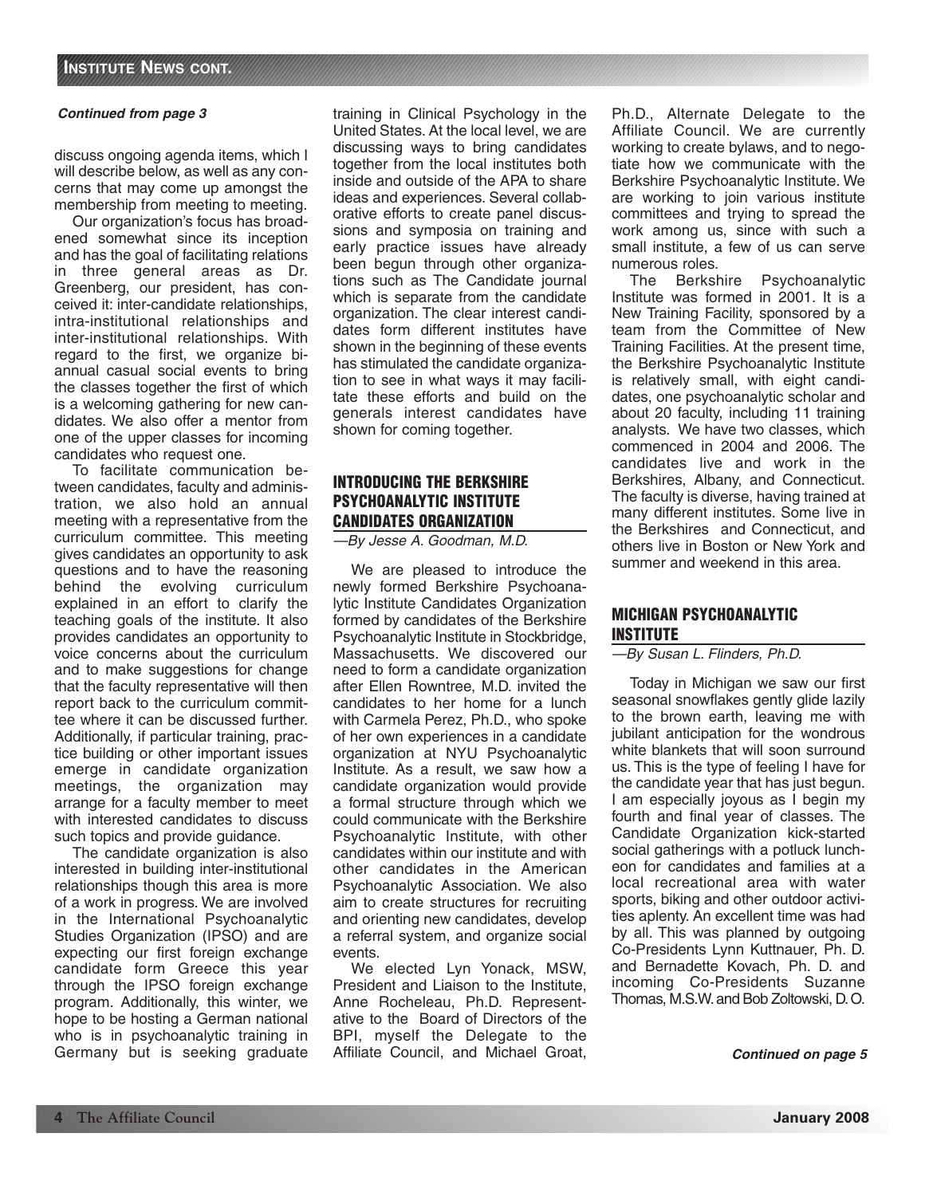*Continued from page 3*

discuss ongoing agenda items, which I will describe below, as well as any concerns that may come up amongst the membership from meeting to meeting.

Our organization's focus has broadened somewhat since its inception and has the goal of facilitating relations in three general areas as Dr. Greenberg, our president, has conceived it: inter-candidate relationships, intra-institutional relationships and inter-institutional relationships. With regard to the first, we organize biannual casual social events to bring the classes together the first of which is a welcoming gathering for new candidates. We also offer a mentor from one of the upper classes for incoming candidates who request one.

To facilitate communication between candidates, faculty and administration, we also hold an annual meeting with a representative from the curriculum committee. This meeting gives candidates an opportunity to ask questions and to have the reasoning behind the evolving curriculum explained in an effort to clarify the teaching goals of the institute. It also provides candidates an opportunity to voice concerns about the curriculum and to make suggestions for change that the faculty representative will then report back to the curriculum committee where it can be discussed further. Additionally, if particular training, practice building or other important issues emerge in candidate organization meetings, the organization may arrange for a faculty member to meet with interested candidates to discuss such topics and provide guidance.

The candidate organization is also interested in building inter-institutional relationships though this area is more of a work in progress. We are involved in the International Psychoanalytic Studies Organization (IPSO) and are expecting our first foreign exchange candidate form Greece this year through the IPSO foreign exchange program. Additionally, this winter, we hope to be hosting a German national who is in psychoanalytic training in Germany but is seeking graduate training in Clinical Psychology in the United States. At the local level, we are discussing ways to bring candidates together from the local institutes both inside and outside of the APA to share ideas and experiences. Several collaborative efforts to create panel discussions and symposia on training and early practice issues have already been begun through other organizations such as The Candidate journal which is separate from the candidate organization. The clear interest candidates form different institutes have shown in the beginning of these events has stimulated the candidate organization to see in what ways it may facilitate these efforts and build on the generals interest candidates have shown for coming together.

## INTRODUCING THE BERKSHIRE PSYCHOANALYTIC INSTITUTE CANDIDATES ORGANIZATION

*—By Jesse A. Goodman, M.D.*

We are pleased to introduce the newly formed Berkshire Psychoanalytic Institute Candidates Organization formed by candidates of the Berkshire Psychoanalytic Institute in Stockbridge, Massachusetts. We discovered our need to form a candidate organization after Ellen Rowntree, M.D. invited the candidates to her home for a lunch with Carmela Perez, Ph.D., who spoke of her own experiences in a candidate organization at NYU Psychoanalytic Institute. As a result, we saw how a candidate organization would provide a formal structure through which we could communicate with the Berkshire Psychoanalytic Institute, with other candidates within our institute and with other candidates in the American Psychoanalytic Association. We also aim to create structures for recruiting and orienting new candidates, develop a referral system, and organize social events.

We elected Lyn Yonack, MSW, President and Liaison to the Institute, Anne Rocheleau, Ph.D. Representative to the Board of Directors of the BPI, myself the Delegate to the Affiliate Council, and Michael Groat, Ph.D., Alternate Delegate to the Affiliate Council. We are currently working to create bylaws, and to negotiate how we communicate with the Berkshire Psychoanalytic Institute. We are working to join various institute committees and trying to spread the work among us, since with such a small institute, a few of us can serve numerous roles.

The Berkshire Psychoanalytic Institute was formed in 2001. It is a New Training Facility, sponsored by a team from the Committee of New Training Facilities. At the present time, the Berkshire Psychoanalytic Institute is relatively small, with eight candidates, one psychoanalytic scholar and about 20 faculty, including 11 training analysts. We have two classes, which commenced in 2004 and 2006. The candidates live and work in the Berkshires, Albany, and Connecticut. The faculty is diverse, having trained at many different institutes. Some live in the Berkshires and Connecticut, and others live in Boston or New York and summer and weekend in this area.

## MICHIGAN PSYCHOANALYTIC INSTITUTE

*—By Susan L. Flinders, Ph.D.*

Today in Michigan we saw our first seasonal snowflakes gently glide lazily to the brown earth, leaving me with jubilant anticipation for the wondrous white blankets that will soon surround us. This is the type of feeling I have for the candidate year that has just begun. I am especially joyous as I begin my fourth and final year of classes. The Candidate Organization kick-started social gatherings with a potluck luncheon for candidates and families at a local recreational area with water sports, biking and other outdoor activities aplenty. An excellent time was had by all. This was planned by outgoing Co-Presidents Lynn Kuttnauer, Ph. D. and Bernadette Kovach, Ph. D. and incoming Co-Presidents Suzanne Thomas, M.S.W. and Bob Zoltowski, D. O.

*Continued on page 5*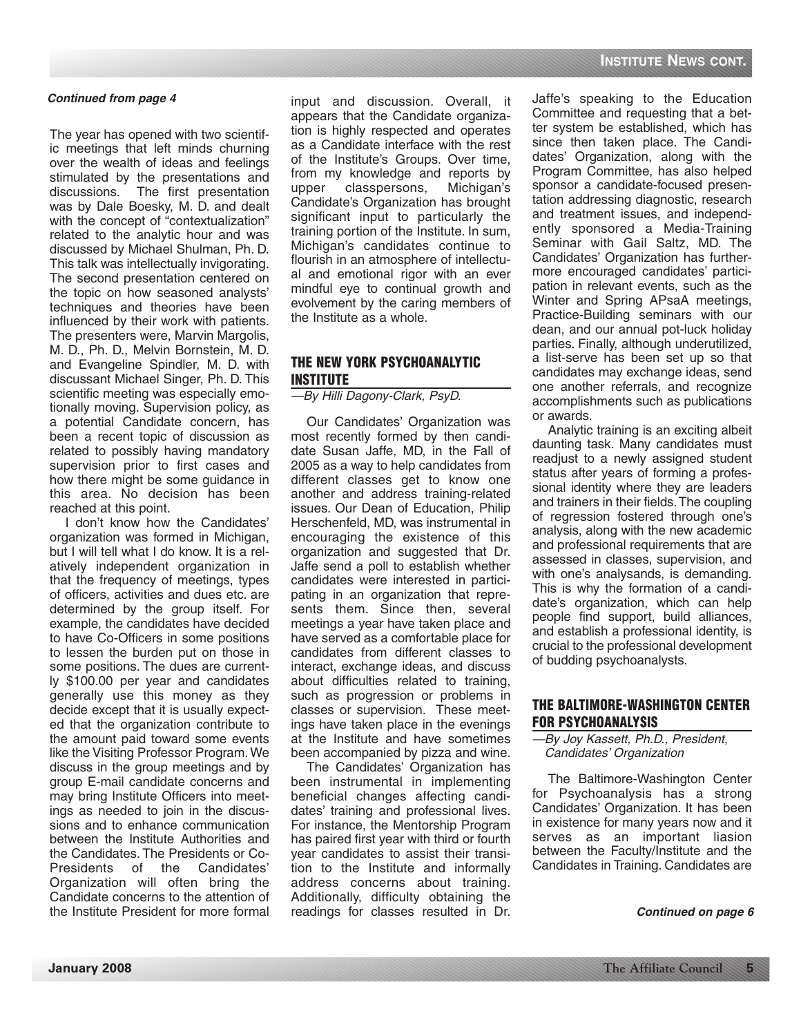*Continued from page 4*

The year has opened with two scientific meetings that left minds churning over the wealth of ideas and feelings stimulated by the presentations and discussions. The first presentation was by Dale Boesky, M. D. and dealt with the concept of "contextualization" related to the analytic hour and was discussed by Michael Shulman, Ph. D. This talk was intellectually invigorating. The second presentation centered on the topic on how seasoned analysts' techniques and theories have been influenced by their work with patients. The presenters were, Marvin Margolis, M. D., Ph. D., Melvin Bornstein, M. D. and Evangeline Spindler, M. D. with discussant Michael Singer, Ph. D. This scientific meeting was especially emotionally moving. Supervision policy, as a potential Candidate concern, has been a recent topic of discussion as related to possibly having mandatory supervision prior to first cases and how there might be some guidance in this area. No decision has been reached at this point.

I don't know how the Candidates' organization was formed in Michigan, but I will tell what I do know. It is a relatively independent organization in that the frequency of meetings, types of officers, activities and dues etc. are determined by the group itself. For example, the candidates have decided to have Co-Officers in some positions to lessen the burden put on those in some positions. The dues are currently $100.00 per year and candidates generally use this money as they decide except that it is usually expected that the organization contribute to the amount paid toward some events like the Visiting Professor Program. We discuss in the group meetings and by group E-mail candidate concerns and may bring Institute Officers into meetings as needed to join in the discussions and to enhance communication between the Institute Authorities and the Candidates. The Presidents or Co-Presidents of the Candidates' Organization will often bring the Candidate concerns to the attention of the Institute President for more formal input and discussion. Overall, it appears that the Candidate organization is highly respected and operates as a Candidate interface with the rest of the Institute's Groups. Over time, from my knowledge and reports by upper classpersons, Michigan's Candidate's Organization has brought significant input to particularly the training portion of the Institute. In sum, Michigan's candidates continue to flourish in an atmosphere of intellectual and emotional rigor with an ever mindful eye to continual growth and evolvement by the caring members of the Institute as a whole.

## THE NEW YORK PSYCHOANALYTIC INSTITUTE

*—By Hilli Dagony-Clark, PsyD.*

Our Candidates' Organization was most recently formed by then candidate Susan Jaffe, MD, in the Fall of 2005 as a way to help candidates from different classes get to know one another and address training-related issues. Our Dean of Education, Philip Herschenfeld, MD, was instrumental in encouraging the existence of this organization and suggested that Dr. Jaffe send a poll to establish whether candidates were interested in participating in an organization that represents them. Since then, several meetings a year have taken place and have served as a comfortable place for candidates from different classes to interact, exchange ideas, and discuss about difficulties related to training, such as progression or problems in classes or supervision. These meetings have taken place in the evenings at the Institute and have sometimes been accompanied by pizza and wine.

The Candidates' Organization has been instrumental in implementing beneficial changes affecting candidates' training and professional lives. For instance, the Mentorship Program has paired first year with third or fourth year candidates to assist their transition to the Institute and informally address concerns about training. Additionally, difficulty obtaining the readings for classes resulted in Dr. Jaffe's speaking to the Education Committee and requesting that a better system be established, which has since then taken place. The Candidates' Organization, along with the Program Committee, has also helped sponsor a candidate-focused presentation addressing diagnostic, research and treatment issues, and independently sponsored a Media-Training Seminar with Gail Saltz, MD. The Candidates' Organization has furthermore encouraged candidates' participation in relevant events, such as the Winter and Spring APsaA meetings, Practice-Building seminars with our dean, and our annual pot-luck holiday parties. Finally, although underutilized, a list-serve has been set up so that candidates may exchange ideas, send one another referrals, and recognize accomplishments such as publications or awards.

Analytic training is an exciting albeit daunting task. Many candidates must readjust to a newly assigned student status after years of forming a professional identity where they are leaders and trainers in their fields. The coupling of regression fostered through one's analysis, along with the new academic and professional requirements that are assessed in classes, supervision, and with one's analysands, is demanding. This is why the formation of a candidate's organization, which can help people find support, build alliances, and establish a professional identity, is crucial to the professional development of budding psychoanalysts.

## THE BALTIMORE-WASHINGTON CENTER FOR PSYCHOANALYSIS

*—By Joy Kassett, Ph.D., President, Candidates' Organization*

The Baltimore-Washington Center for Psychoanalysis has a strong Candidates' Organization. It has been in existence for many years now and it serves as an important liasion between the Faculty/Institute and the Candidates in Training. Candidates are

*Continued on page 6*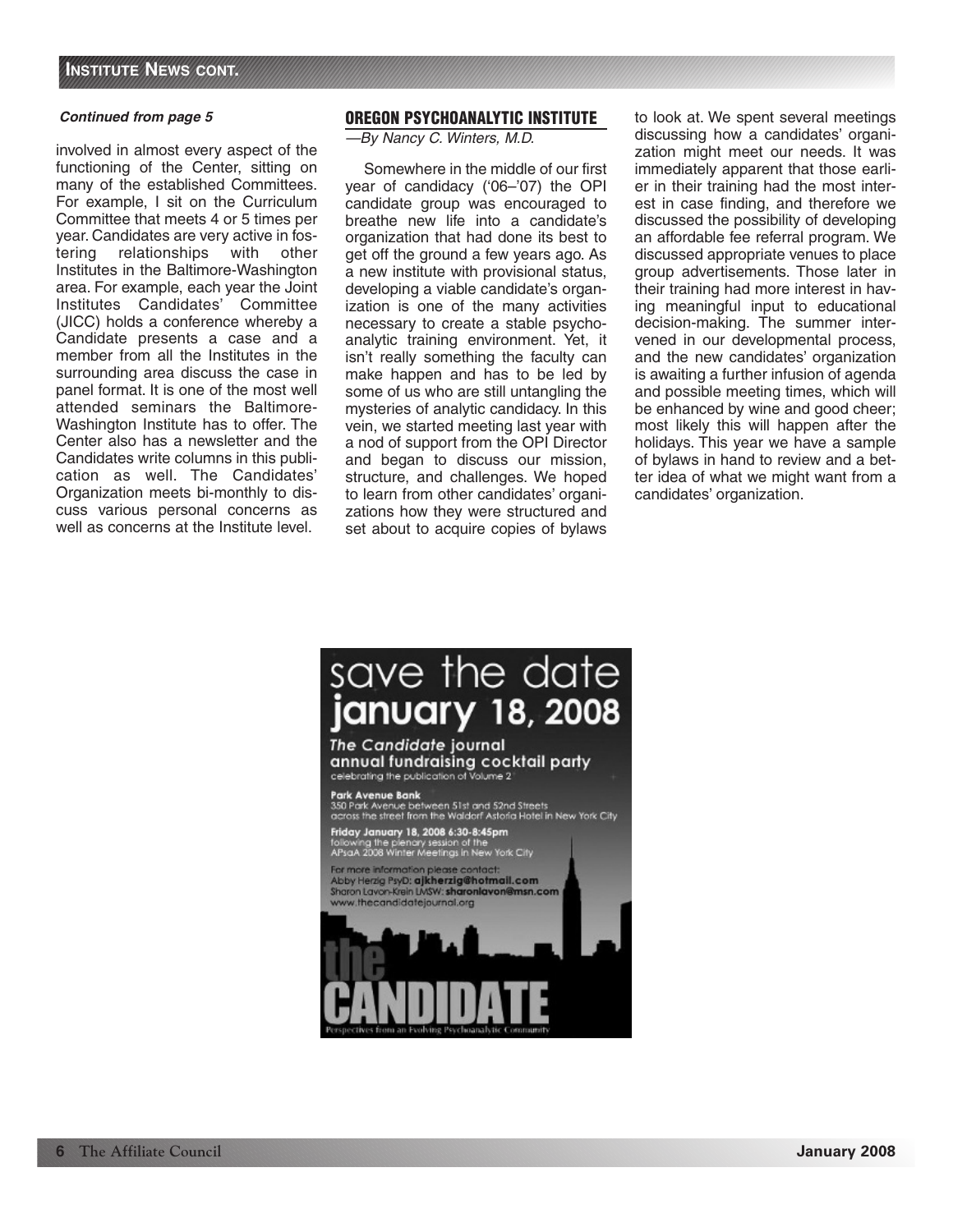*Continued from page 5*

involved in almost every aspect of the functioning of the Center, sitting on many of the established Committees. For example, I sit on the Curriculum Committee that meets 4 or 5 times per year. Candidates are very active in fostering relationships with other Institutes in the Baltimore-Washington area. For example, each year the Joint Institutes Candidates' Committee (JICC) holds a conference whereby a Candidate presents a case and a member from all the Institutes in the surrounding area discuss the case in panel format. It is one of the most well attended seminars the Baltimore-Washington Institute has to offer. The Center also has a newsletter and the Candidates write columns in this publication as well. The Candidates' Organization meets bi-monthly to discuss various personal concerns as well as concerns at the Institute level.

## OREGON PSYCHOANALYTIC INSTITUTE

*—By Nancy C. Winters, M.D.*

Somewhere in the middle of our first year of candidacy ('06–'07) the OPI candidate group was encouraged to breathe new life into a candidate's organization that had done its best to get off the ground a few years ago. As a new institute with provisional status, developing a viable candidate's organization is one of the many activities necessary to create a stable psychoanalytic training environment. Yet, it isn't really something the faculty can make happen and has to be led by some of us who are still untangling the mysteries of analytic candidacy. In this vein, we started meeting last year with a nod of support from the OPI Director and began to discuss our mission, structure, and challenges. We hoped to learn from other candidates' organizations how they were structured and set about to acquire copies of bylaws to look at. We spent several meetings discussing how a candidates' organization might meet our needs. It was immediately apparent that those earlier in their training had the most interest in case finding, and therefore we discussed the possibility of developing an affordable fee referral program. We discussed appropriate venues to place group advertisements. Those later in their training had more interest in having meaningful input to educational decision-making. The summer intervened in our developmental process, and the new candidates' organization is awaiting a further infusion of agenda and possible meeting times, which will be enhanced by wine and good cheer; most likely this will happen after the holidays. This year we have a sample of bylaws in hand to review and a better idea of what we might want from a candidates' organization.

# save the date
# january 18, 2008

**The *Candidate* journal annual fundraising cocktail party**

celebrating the publication of Volume 2

**Park Avenue Bank**
350 Park Avenue between 51st and 52nd Streets
across the street from the Waldorf Astoria Hotel in New York City

**Friday January 18, 2008 6:30-8:45pm**
following the plenary session of the APsaA 2008 Winter Meetings in New York City

For more information please contact:
Abby Herzig PsyD: **ajkherzig@hotmail.com**
Sharon Lavon-Krein LMSW: **sharonlavon@msn.com**
www.thecandidatejournal.org

**the CANDIDATE**

Perspectives from an Evolving Psychoanalytic Community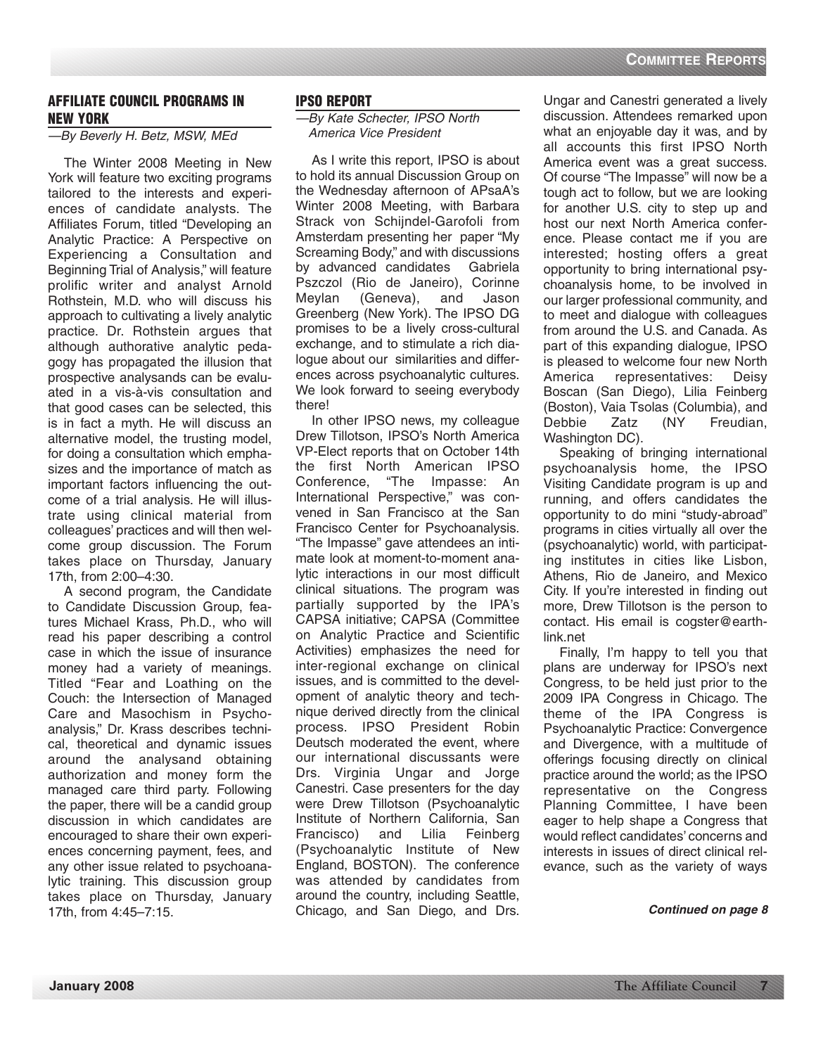## AFFILIATE COUNCIL PROGRAMS IN NEW YORK

*—By Beverly H. Betz, MSW, MEd*

The Winter 2008 Meeting in New York will feature two exciting programs tailored to the interests and experiences of candidate analysts. The Affiliates Forum, titled "Developing an Analytic Practice: A Perspective on Experiencing a Consultation and Beginning Trial of Analysis," will feature prolific writer and analyst Arnold Rothstein, M.D. who will discuss his approach to cultivating a lively analytic practice. Dr. Rothstein argues that although authorative analytic pedagogy has propagated the illusion that prospective analysands can be evaluated in a vis-à-vis consultation and that good cases can be selected, this is in fact a myth. He will discuss an alternative model, the trusting model, for doing a consultation which emphasizes and the importance of match as important factors influencing the outcome of a trial analysis. He will illustrate using clinical material from colleagues' practices and will then welcome group discussion. The Forum takes place on Thursday, January 17th, from 2:00–4:30.

A second program, the Candidate to Candidate Discussion Group, features Michael Krass, Ph.D., who will read his paper describing a control case in which the issue of insurance money had a variety of meanings. Titled "Fear and Loathing on the Couch: the Intersection of Managed Care and Masochism in Psychoanalysis," Dr. Krass describes technical, theoretical and dynamic issues around the analysand obtaining authorization and money form the managed care third party. Following the paper, there will be a candid group discussion in which candidates are encouraged to share their own experiences concerning payment, fees, and any other issue related to psychoanalytic training. This discussion group takes place on Thursday, January 17th, from 4:45–7:15.

## IPSO REPORT

*—By Kate Schecter, IPSO North America Vice President*

As I write this report, IPSO is about to hold its annual Discussion Group on the Wednesday afternoon of APsaA's Winter 2008 Meeting, with Barbara Strack von Schijndel-Garofoli from Amsterdam presenting her paper "My Screaming Body," and with discussions by advanced candidates Gabriela Pszczol (Rio de Janeiro), Corinne Meylan (Geneva), and Jason Greenberg (New York). The IPSO DG promises to be a lively cross-cultural exchange, and to stimulate a rich dialogue about our similarities and differences across psychoanalytic cultures. We look forward to seeing everybody there!

In other IPSO news, my colleague Drew Tillotson, IPSO's North America VP-Elect reports that on October 14th the first North American IPSO Conference, "The Impasse: An International Perspective," was convened in San Francisco at the San Francisco Center for Psychoanalysis. "The Impasse" gave attendees an intimate look at moment-to-moment analytic interactions in our most difficult clinical situations. The program was partially supported by the IPA's CAPSA initiative; CAPSA (Committee on Analytic Practice and Scientific Activities) emphasizes the need for inter-regional exchange on clinical issues, and is committed to the development of analytic theory and technique derived directly from the clinical process. IPSO President Robin Deutsch moderated the event, where our international discussants were Drs. Virginia Ungar and Jorge Canestri. Case presenters for the day were Drew Tillotson (Psychoanalytic Institute of Northern California, San Francisco) and Lilia Feinberg (Psychoanalytic Institute of New England, BOSTON). The conference was attended by candidates from around the country, including Seattle, Chicago, and San Diego, and Drs. Ungar and Canestri generated a lively discussion. Attendees remarked upon what an enjoyable day it was, and by all accounts this first IPSO North America event was a great success. Of course "The Impasse" will now be a tough act to follow, but we are looking for another U.S. city to step up and host our next North America conference. Please contact me if you are interested; hosting offers a great opportunity to bring international psychoanalysis home, to be involved in our larger professional community, and to meet and dialogue with colleagues from around the U.S. and Canada. As part of this expanding dialogue, IPSO is pleased to welcome four new North America representatives: Deisy Boscan (San Diego), Lilia Feinberg (Boston), Vaia Tsolas (Columbia), and Debbie Zatz (NY Freudian, Washington DC).

Speaking of bringing international psychoanalysis home, the IPSO Visiting Candidate program is up and running, and offers candidates the opportunity to do mini "study-abroad" programs in cities virtually all over the (psychoanalytic) world, with participating institutes in cities like Lisbon, Athens, Rio de Janeiro, and Mexico City. If you're interested in finding out more, Drew Tillotson is the person to contact. His email is cogster@earthlink.net

Finally, I'm happy to tell you that plans are underway for IPSO's next Congress, to be held just prior to the 2009 IPA Congress in Chicago. The theme of the IPA Congress is Psychoanalytic Practice: Convergence and Divergence, with a multitude of offerings focusing directly on clinical practice around the world; as the IPSO representative on the Congress Planning Committee, I have been eager to help shape a Congress that would reflect candidates' concerns and interests in issues of direct clinical relevance, such as the variety of ways

***Continued on page 8***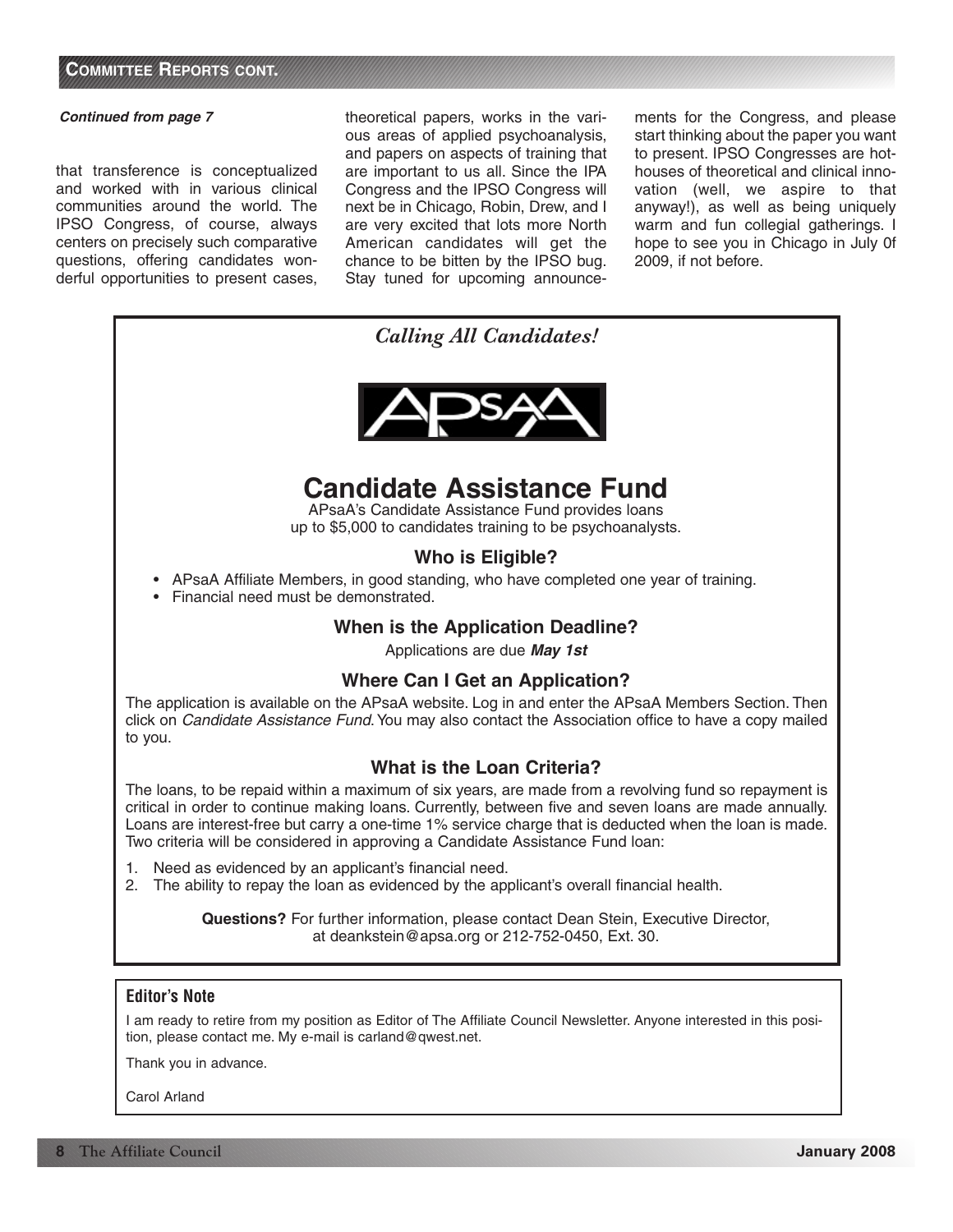## COMMITTEE REPORTS CONT.

*Continued from page 7*

that transference is conceptualized and worked with in various clinical communities around the world. The IPSO Congress, of course, always centers on precisely such comparative questions, offering candidates wonderful opportunities to present cases, theoretical papers, works in the various areas of applied psychoanalysis, and papers on aspects of training that are important to us all. Since the IPA Congress and the IPSO Congress will next be in Chicago, Robin, Drew, and I are very excited that lots more North American candidates will get the chance to be bitten by the IPSO bug. Stay tuned for upcoming announcements for the Congress, and please start thinking about the paper you want to present. IPSO Congresses are hothouses of theoretical and clinical innovation (well, we aspire to that anyway!), as well as being uniquely warm and fun collegial gatherings. I hope to see you in Chicago in July 0f 2009, if not before.

---

*Calling All Candidates!*

APsaA

# Candidate Assistance Fund

APsaA's Candidate Assistance Fund provides loans up to $5,000 to candidates training to be psychoanalysts.

### Who is Eligible?

- APsaA Affiliate Members, in good standing, who have completed one year of training.
- Financial need must be demonstrated.

### When is the Application Deadline?

Applications are due ***May 1st***

### Where Can I Get an Application?

The application is available on the APsaA website. Log in and enter the APsaA Members Section. Then click on *Candidate Assistance Fund*. You may also contact the Association office to have a copy mailed to you.

### What is the Loan Criteria?

The loans, to be repaid within a maximum of six years, are made from a revolving fund so repayment is critical in order to continue making loans. Currently, between five and seven loans are made annually. Loans are interest-free but carry a one-time 1% service charge that is deducted when the loan is made. Two criteria will be considered in approving a Candidate Assistance Fund loan:

1. Need as evidenced by an applicant's financial need.
2. The ability to repay the loan as evidenced by the applicant's overall financial health.

**Questions?** For further information, please contact Dean Stein, Executive Director, at deankstein@apsa.org or 212-752-0450, Ext. 30.

---

### Editor's Note

I am ready to retire from my position as Editor of The Affiliate Council Newsletter. Anyone interested in this position, please contact me. My e-mail is carland@qwest.net.

Thank you in advance.

Carol Arland